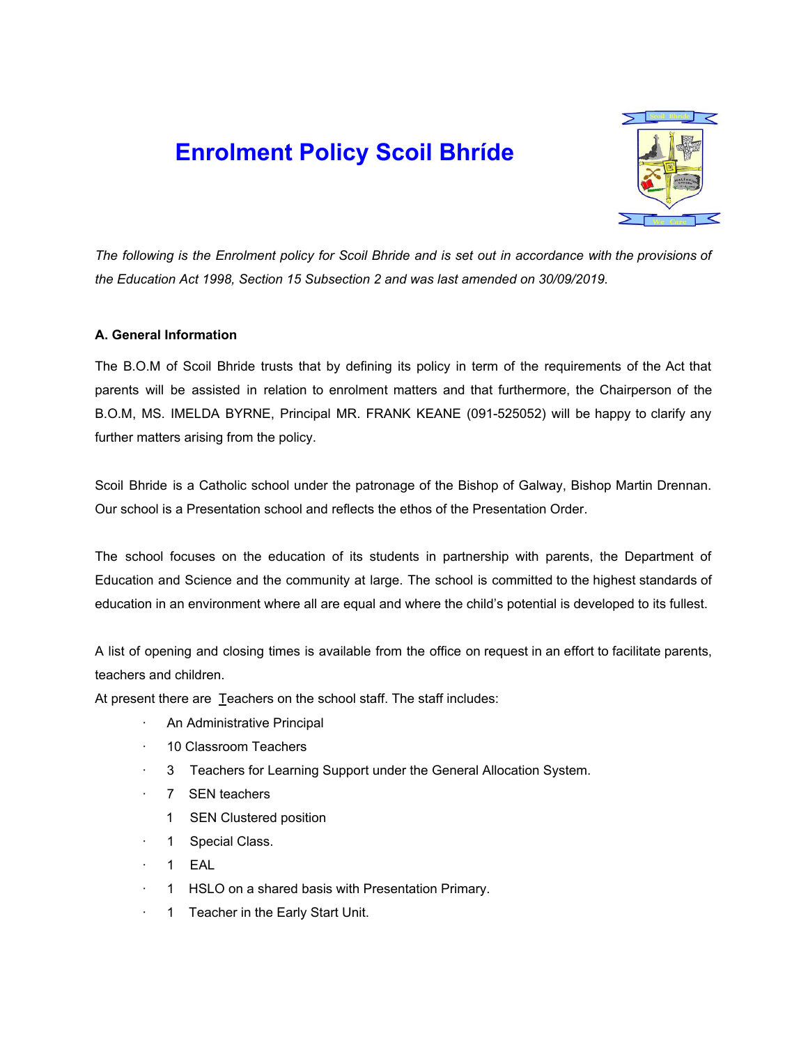# Enrolment Policy Scoil Bhríde

*The following is the Enrolment policy for Scoil Bhride and is set out in accordance with the provisions of the Education Act 1998, Section 15 Subsection 2 and was last amended on 30/09/2019.*

**A. General Information**

The B.O.M of Scoil Bhride trusts that by defining its policy in term of the requirements of the Act that parents will be assisted in relation to enrolment matters and that furthermore, the Chairperson of the B.O.M, MS. IMELDA BYRNE, Principal MR. FRANK KEANE (091-525052) will be happy to clarify any further matters arising from the policy.

Scoil Bhride is a Catholic school under the patronage of the Bishop of Galway, Bishop Martin Drennan. Our school is a Presentation school and reflects the ethos of the Presentation Order.

The school focuses on the education of its students in partnership with parents, the Department of Education and Science and the community at large. The school is committed to the highest standards of education in an environment where all are equal and where the child's potential is developed to its fullest.

A list of opening and closing times is available from the office on request in an effort to facilitate parents, teachers and children.

At present there are Teachers on the school staff. The staff includes:

- An Administrative Principal
- 10 Classroom Teachers
- 3 Teachers for Learning Support under the General Allocation System.
- 7 SEN teachers
  1 SEN Clustered position
- 1 Special Class.
- 1 EAL
- 1 HSLO on a shared basis with Presentation Primary.
- 1 Teacher in the Early Start Unit.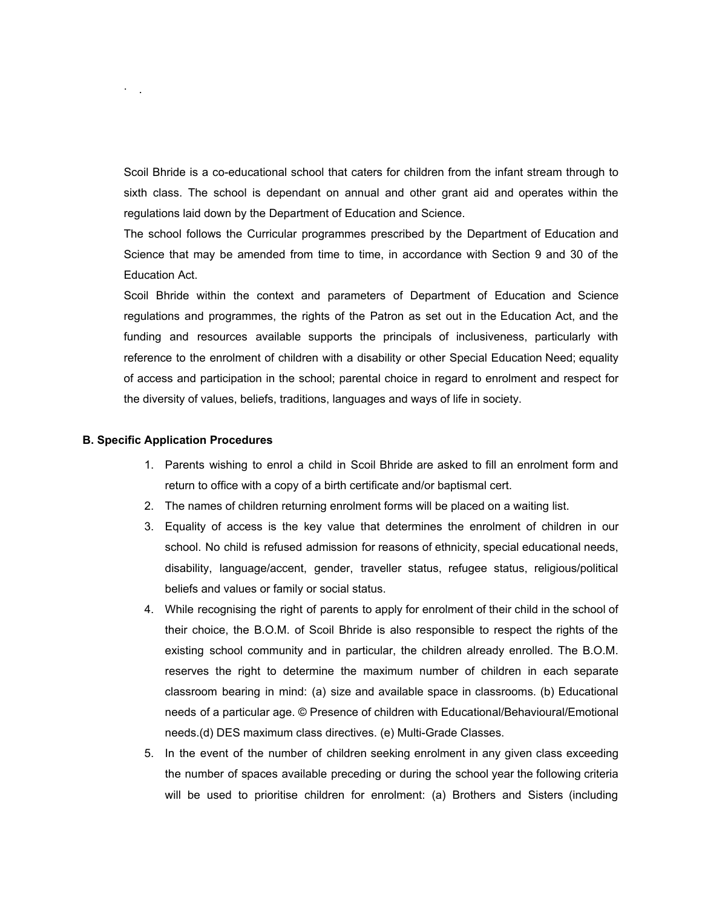Scoil Bhride is a co-educational school that caters for children from the infant stream through to sixth class. The school is dependant on annual and other grant aid and operates within the regulations laid down by the Department of Education and Science.

The school follows the Curricular programmes prescribed by the Department of Education and Science that may be amended from time to time, in accordance with Section 9 and 30 of the Education Act.

Scoil Bhride within the context and parameters of Department of Education and Science regulations and programmes, the rights of the Patron as set out in the Education Act, and the funding and resources available supports the principals of inclusiveness, particularly with reference to the enrolment of children with a disability or other Special Education Need; equality of access and participation in the school; parental choice in regard to enrolment and respect for the diversity of values, beliefs, traditions, languages and ways of life in society.

**B. Specific Application Procedures**

1. Parents wishing to enrol a child in Scoil Bhride are asked to fill an enrolment form and return to office with a copy of a birth certificate and/or baptismal cert.
2. The names of children returning enrolment forms will be placed on a waiting list.
3. Equality of access is the key value that determines the enrolment of children in our school. No child is refused admission for reasons of ethnicity, special educational needs, disability, language/accent, gender, traveller status, refugee status, religious/political beliefs and values or family or social status.
4. While recognising the right of parents to apply for enrolment of their child in the school of their choice, the B.O.M. of Scoil Bhride is also responsible to respect the rights of the existing school community and in particular, the children already enrolled. The B.O.M. reserves the right to determine the maximum number of children in each separate classroom bearing in mind: (a) size and available space in classrooms. (b) Educational needs of a particular age. © Presence of children with Educational/Behavioural/Emotional needs.(d) DES maximum class directives. (e) Multi-Grade Classes.
5. In the event of the number of children seeking enrolment in any given class exceeding the number of spaces available preceding or during the school year the following criteria will be used to prioritise children for enrolment: (a) Brothers and Sisters (including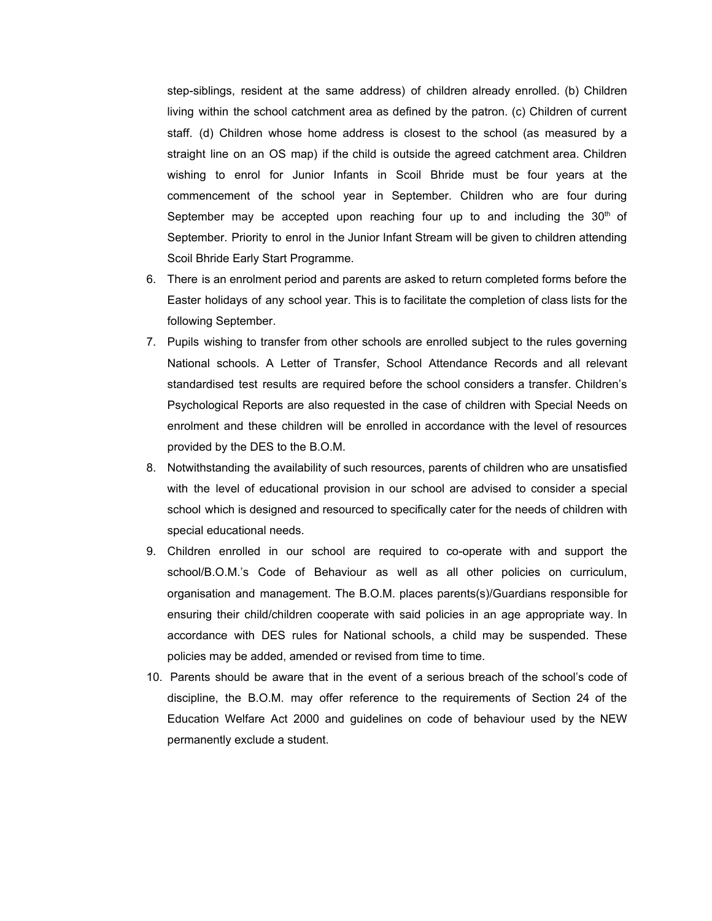step-siblings, resident at the same address) of children already enrolled. (b) Children living within the school catchment area as defined by the patron. (c) Children of current staff. (d) Children whose home address is closest to the school (as measured by a straight line on an OS map) if the child is outside the agreed catchment area. Children wishing to enrol for Junior Infants in Scoil Bhride must be four years at the commencement of the school year in September. Children who are four during September may be accepted upon reaching four up to and including the 30th of September. Priority to enrol in the Junior Infant Stream will be given to children attending Scoil Bhride Early Start Programme.

6. There is an enrolment period and parents are asked to return completed forms before the Easter holidays of any school year. This is to facilitate the completion of class lists for the following September.
7. Pupils wishing to transfer from other schools are enrolled subject to the rules governing National schools. A Letter of Transfer, School Attendance Records and all relevant standardised test results are required before the school considers a transfer. Children's Psychological Reports are also requested in the case of children with Special Needs on enrolment and these children will be enrolled in accordance with the level of resources provided by the DES to the B.O.M.
8. Notwithstanding the availability of such resources, parents of children who are unsatisfied with the level of educational provision in our school are advised to consider a special school which is designed and resourced to specifically cater for the needs of children with special educational needs.
9. Children enrolled in our school are required to co-operate with and support the school/B.O.M.'s Code of Behaviour as well as all other policies on curriculum, organisation and management. The B.O.M. places parents(s)/Guardians responsible for ensuring their child/children cooperate with said policies in an age appropriate way. In accordance with DES rules for National schools, a child may be suspended. These policies may be added, amended or revised from time to time.
10. Parents should be aware that in the event of a serious breach of the school's code of discipline, the B.O.M. may offer reference to the requirements of Section 24 of the Education Welfare Act 2000 and guidelines on code of behaviour used by the NEW permanently exclude a student.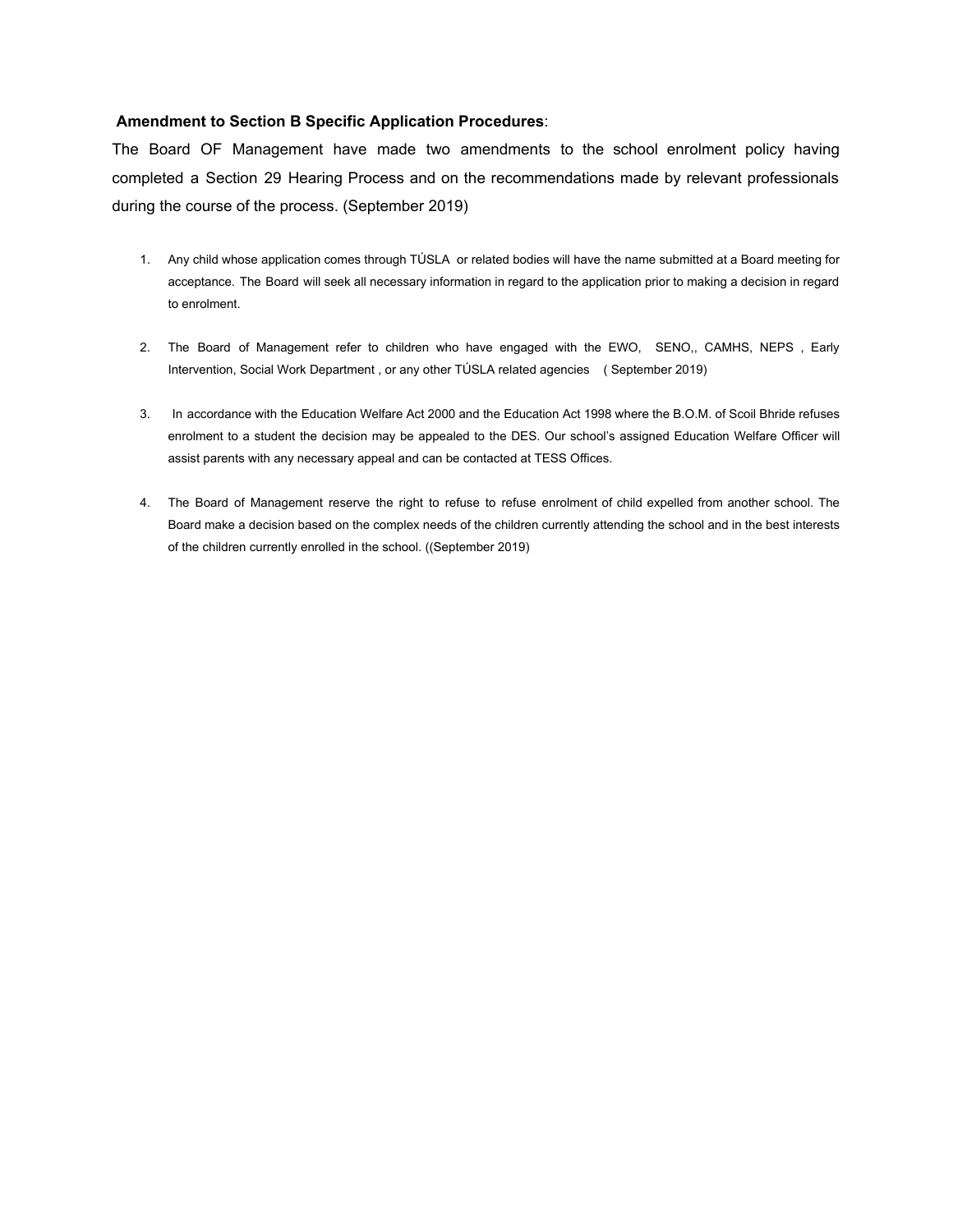**Amendment to Section B Specific Application Procedures**:

The Board OF Management have made two amendments to the school enrolment policy having completed a Section 29 Hearing Process and on the recommendations made by relevant professionals during the course of the process. (September 2019)

1. Any child whose application comes through TÚSLA or related bodies will have the name submitted at a Board meeting for acceptance. The Board will seek all necessary information in regard to the application prior to making a decision in regard to enrolment.

2. The Board of Management refer to children who have engaged with the EWO, SENO,, CAMHS, NEPS , Early Intervention, Social Work Department , or any other TÚSLA related agencies ( September 2019)

3. In accordance with the Education Welfare Act 2000 and the Education Act 1998 where the B.O.M. of Scoil Bhride refuses enrolment to a student the decision may be appealed to the DES. Our school's assigned Education Welfare Officer will assist parents with any necessary appeal and can be contacted at TESS Offices.

4. The Board of Management reserve the right to refuse to refuse enrolment of child expelled from another school. The Board make a decision based on the complex needs of the children currently attending the school and in the best interests of the children currently enrolled in the school. ((September 2019)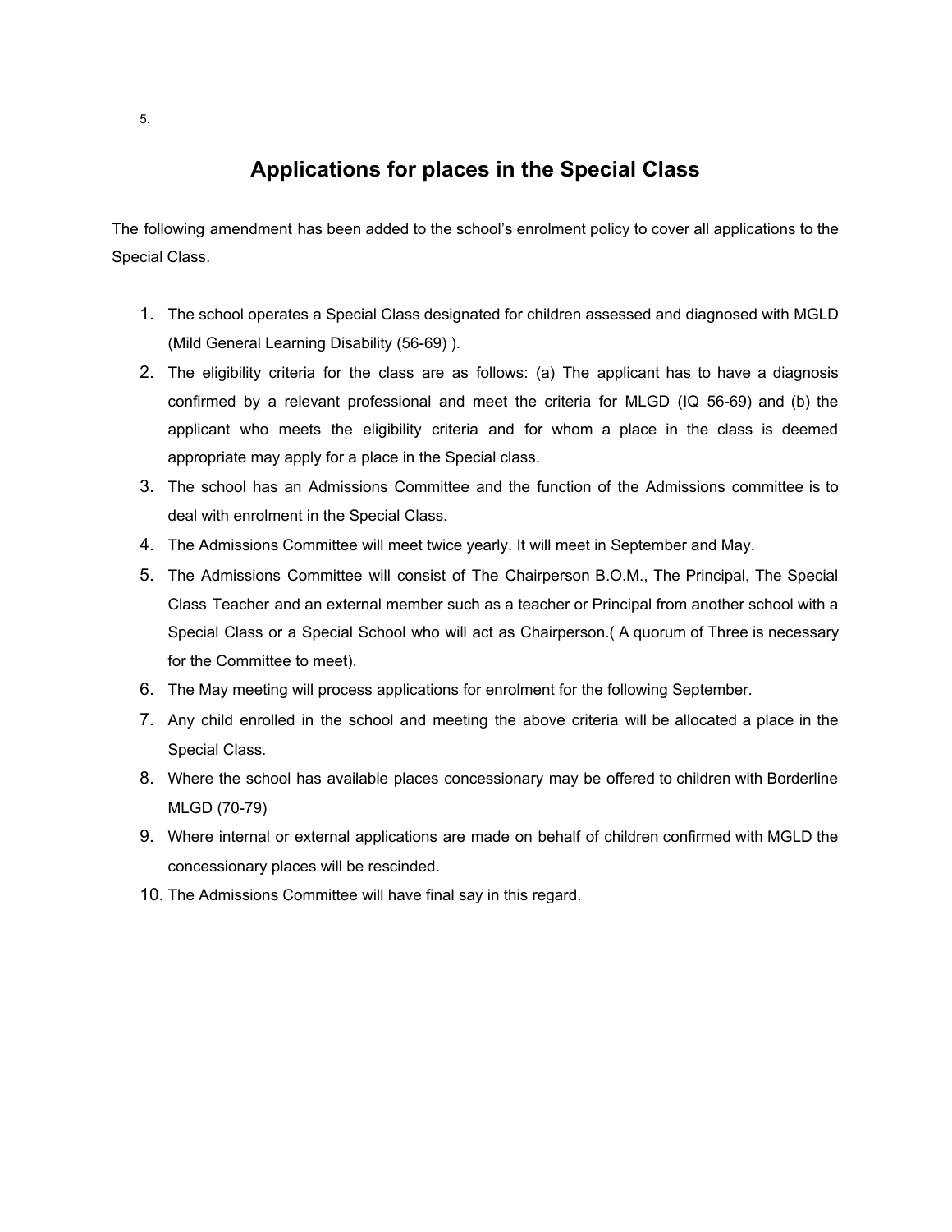## Applications for places in the Special Class

The following amendment has been added to the school's enrolment policy to cover all applications to the Special Class.

1. The school operates a Special Class designated for children assessed and diagnosed with MGLD (Mild General Learning Disability (56-69) ).
2. The eligibility criteria for the class are as follows: (a) The applicant has to have a diagnosis confirmed by a relevant professional and meet the criteria for MLGD (IQ 56-69) and (b) the applicant who meets the eligibility criteria and for whom a place in the class is deemed appropriate may apply for a place in the Special class.
3. The school has an Admissions Committee and the function of the Admissions committee is to deal with enrolment in the Special Class.
4. The Admissions Committee will meet twice yearly. It will meet in September and May.
5. The Admissions Committee will consist of The Chairperson B.O.M., The Principal, The Special Class Teacher and an external member such as a teacher or Principal from another school with a Special Class or a Special School who will act as Chairperson.( A quorum of Three is necessary for the Committee to meet).
6. The May meeting will process applications for enrolment for the following September.
7. Any child enrolled in the school and meeting the above criteria will be allocated a place in the Special Class.
8. Where the school has available places concessionary may be offered to children with Borderline MLGD (70-79)
9. Where internal or external applications are made on behalf of children confirmed with MGLD the concessionary places will be rescinded.
10. The Admissions Committee will have final say in this regard.